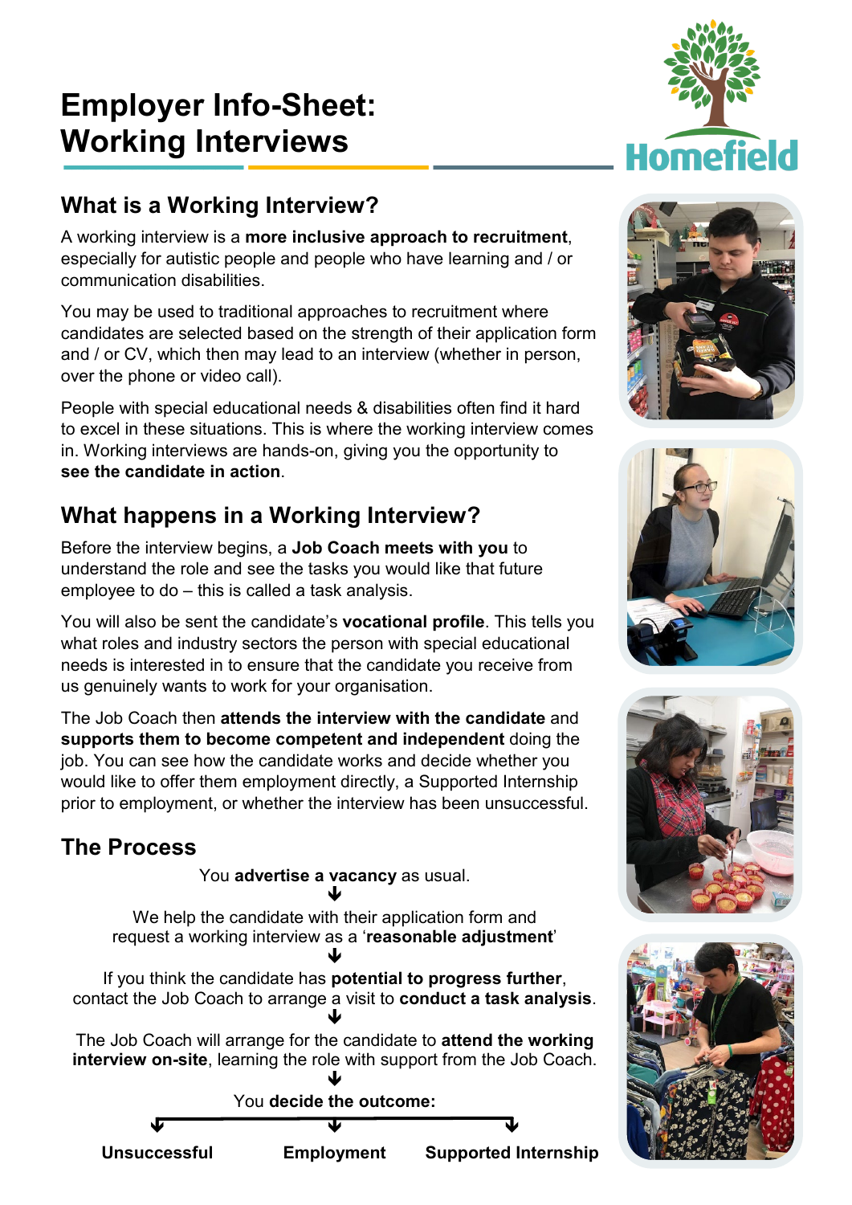# Employer Info-Sheet: Working Interviews

Homefield

## What is a Working Interview?

A working interview is a **more inclusive approach to recruitment**, especially for autistic people and people who have learning and / or communication disabilities.

You may be used to traditional approaches to recruitment where candidates are selected based on the strength of their application form and / or CV, which then may lead to an interview (whether in person, over the phone or video call).

People with special educational needs & disabilities often find it hard to excel in these situations. This is where the working interview comes in. Working interviews are hands-on, giving you the opportunity to **see the candidate in action**.

## What happens in a Working Interview?

Before the interview begins, a **Job Coach meets with you** to understand the role and see the tasks you would like that future employee to do – this is called a task analysis.

You will also be sent the candidate's **vocational profile**. This tells you what roles and industry sectors the person with special educational needs is interested in to ensure that the candidate you receive from us genuinely wants to work for your organisation.

The Job Coach then **attends the interview with the candidate** and **supports them to become competent and independent** doing the job. You can see how the candidate works and decide whether you would like to offer them employment directly, a Supported Internship prior to employment, or whether the interview has been unsuccessful.

## The Process

You **advertise a vacancy** as usual.

↓

We help the candidate with their application form and request a working interview as a '**reasonable adjustment**'

↓

If you think the candidate has **potential to progress further**, contact the Job Coach to arrange a visit to **conduct a task analysis**.

↓

The Job Coach will arrange for the candidate to **attend the working interview on-site**, learning the role with support from the Job Coach.

↓

You **decide the outcome:**

- **Unsuccessful**
- **Employment**
- **Supported Internship**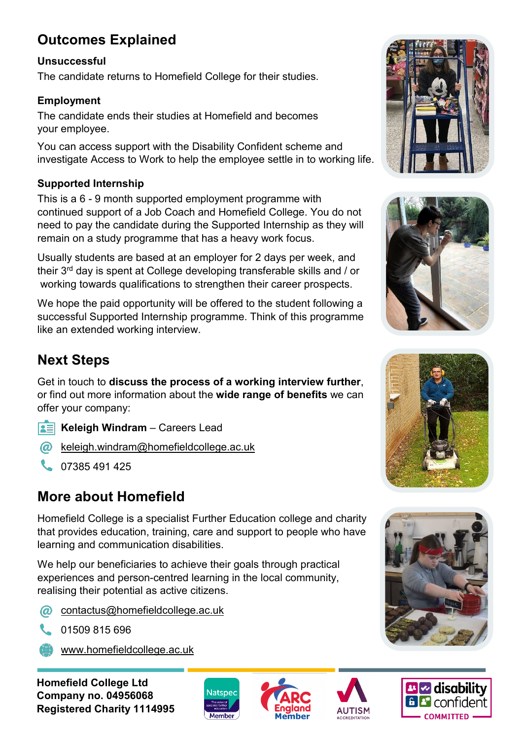## Outcomes Explained

### Unsuccessful

The candidate returns to Homefield College for their studies.

### Employment

The candidate ends their studies at Homefield and becomes your employee.

You can access support with the Disability Confident scheme and investigate Access to Work to help the employee settle in to working life.

### Supported Internship

This is a 6 - 9 month supported employment programme with continued support of a Job Coach and Homefield College. You do not need to pay the candidate during the Supported Internship as they will remain on a study programme that has a heavy work focus.

Usually students are based at an employer for 2 days per week, and their 3rd day is spent at College developing transferable skills and / or working towards qualifications to strengthen their career prospects.

We hope the paid opportunity will be offered to the student following a successful Supported Internship programme. Think of this programme like an extended working interview.

## Next Steps

Get in touch to **discuss the process of a working interview further**, or find out more information about the **wide range of benefits** we can offer your company:

**Keleigh Windram** – Careers Lead

keleigh.windram@homefieldcollege.ac.uk

07385 491 425

## More about Homefield

Homefield College is a specialist Further Education college and charity that provides education, training, care and support to people who have learning and communication disabilities.

We help our beneficiaries to achieve their goals through practical experiences and person-centred learning in the local community, realising their potential as active citizens.

contactus@homefieldcollege.ac.uk

01509 815 696

www.homefieldcollege.ac.uk

**Homefield College Ltd**
**Company no. 04956068**
**Registered Charity 1114995**